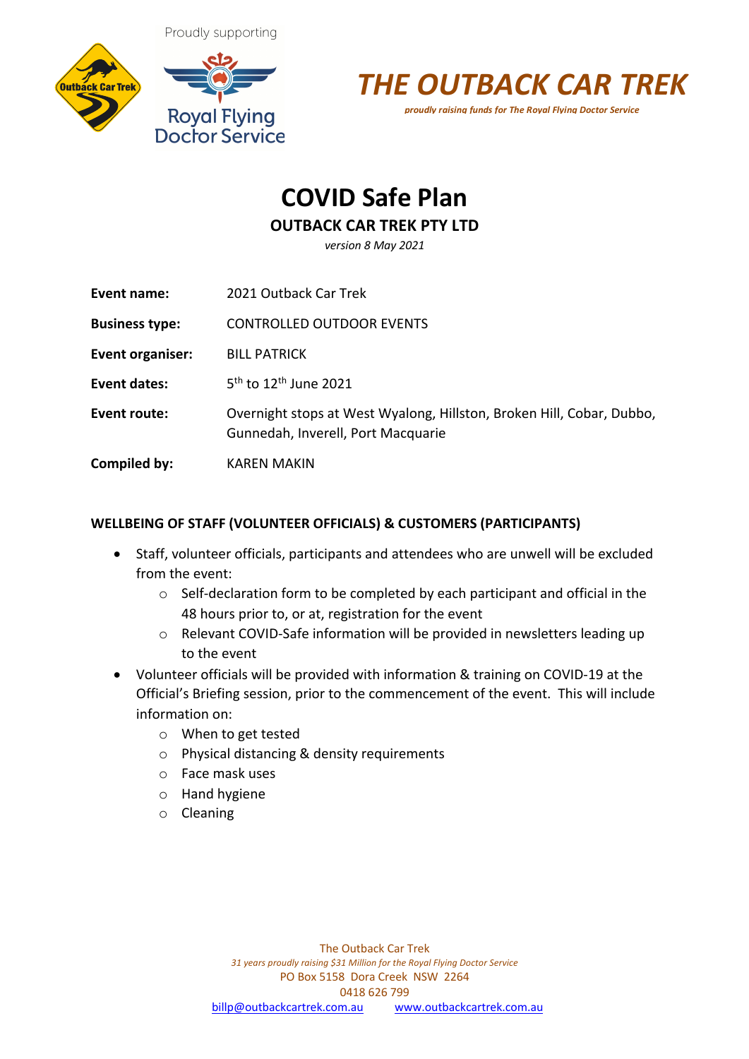Proudly supporting

# THE OUTBACK CAR TREK

*proudly raising funds for The Royal Flying Doctor Service*

# COVID Safe Plan

## OUTBACK CAR TREK PTY LTD

*version 8 May 2021*

| | |
|---|---|
| **Event name:** | 2021 Outback Car Trek |
| **Business type:** | CONTROLLED OUTDOOR EVENTS |
| **Event organiser:** | BILL PATRICK |
| **Event dates:** | 5th to 12th June 2021 |
| **Event route:** | Overnight stops at West Wyalong, Hillston, Broken Hill, Cobar, Dubbo, Gunnedah, Inverell, Port Macquarie |
| **Compiled by:** | KAREN MAKIN |

**WELLBEING OF STAFF (VOLUNTEER OFFICIALS) & CUSTOMERS (PARTICIPANTS)**

- Staff, volunteer officials, participants and attendees who are unwell will be excluded from the event:
  - Self-declaration form to be completed by each participant and official in the 48 hours prior to, or at, registration for the event
  - Relevant COVID-Safe information will be provided in newsletters leading up to the event
- Volunteer officials will be provided with information & training on COVID-19 at the Official's Briefing session, prior to the commencement of the event. This will include information on:
  - When to get tested
  - Physical distancing & density requirements
  - Face mask uses
  - Hand hygiene
  - Cleaning

The Outback Car Trek
*31 years proudly raising $31 Million for the Royal Flying Doctor Service*
PO Box 5158 Dora Creek NSW 2264
0418 626 799
billp@outbackcartrek.com.au www.outbackcartrek.com.au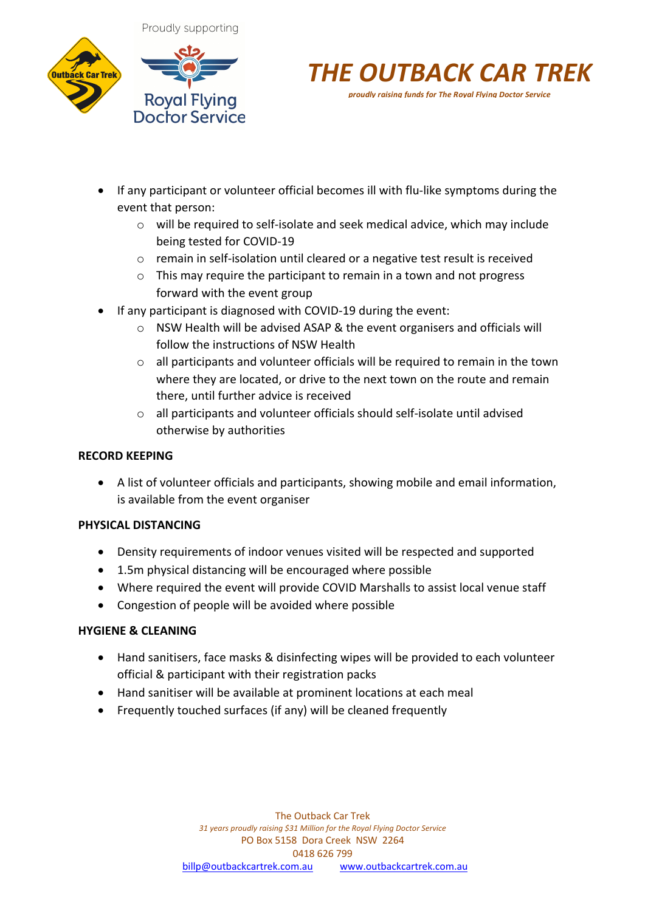- If any participant or volunteer official becomes ill with flu-like symptoms during the event that person:
  - will be required to self-isolate and seek medical advice, which may include being tested for COVID-19
  - remain in self-isolation until cleared or a negative test result is received
  - This may require the participant to remain in a town and not progress forward with the event group
- If any participant is diagnosed with COVID-19 during the event:
  - NSW Health will be advised ASAP & the event organisers and officials will follow the instructions of NSW Health
  - all participants and volunteer officials will be required to remain in the town where they are located, or drive to the next town on the route and remain there, until further advice is received
  - all participants and volunteer officials should self-isolate until advised otherwise by authorities

**RECORD KEEPING**

- A list of volunteer officials and participants, showing mobile and email information, is available from the event organiser

**PHYSICAL DISTANCING**

- Density requirements of indoor venues visited will be respected and supported
- 1.5m physical distancing will be encouraged where possible
- Where required the event will provide COVID Marshalls to assist local venue staff
- Congestion of people will be avoided where possible

**HYGIENE & CLEANING**

- Hand sanitisers, face masks & disinfecting wipes will be provided to each volunteer official & participant with their registration packs
- Hand sanitiser will be available at prominent locations at each meal
- Frequently touched surfaces (if any) will be cleaned frequently